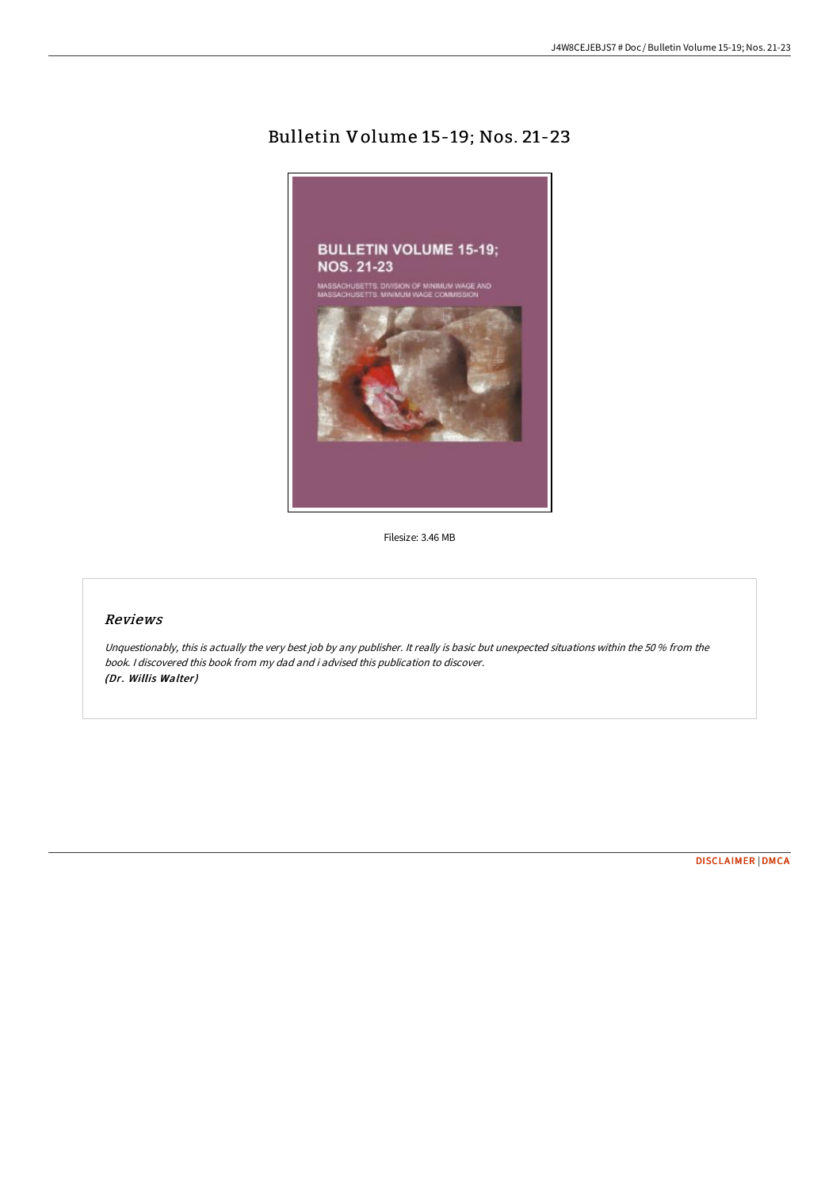# Bulletin Volume 15-19; Nos. 21-23

Filesize: 3.46 MB

## *Reviews*

*Unquestionably, this is actually the very best job by any publisher. It really is basic but unexpected situations within the 50 % from the book. I discovered this book from my dad and i advised this publication to discover.*
***(Dr. Willis Walter)***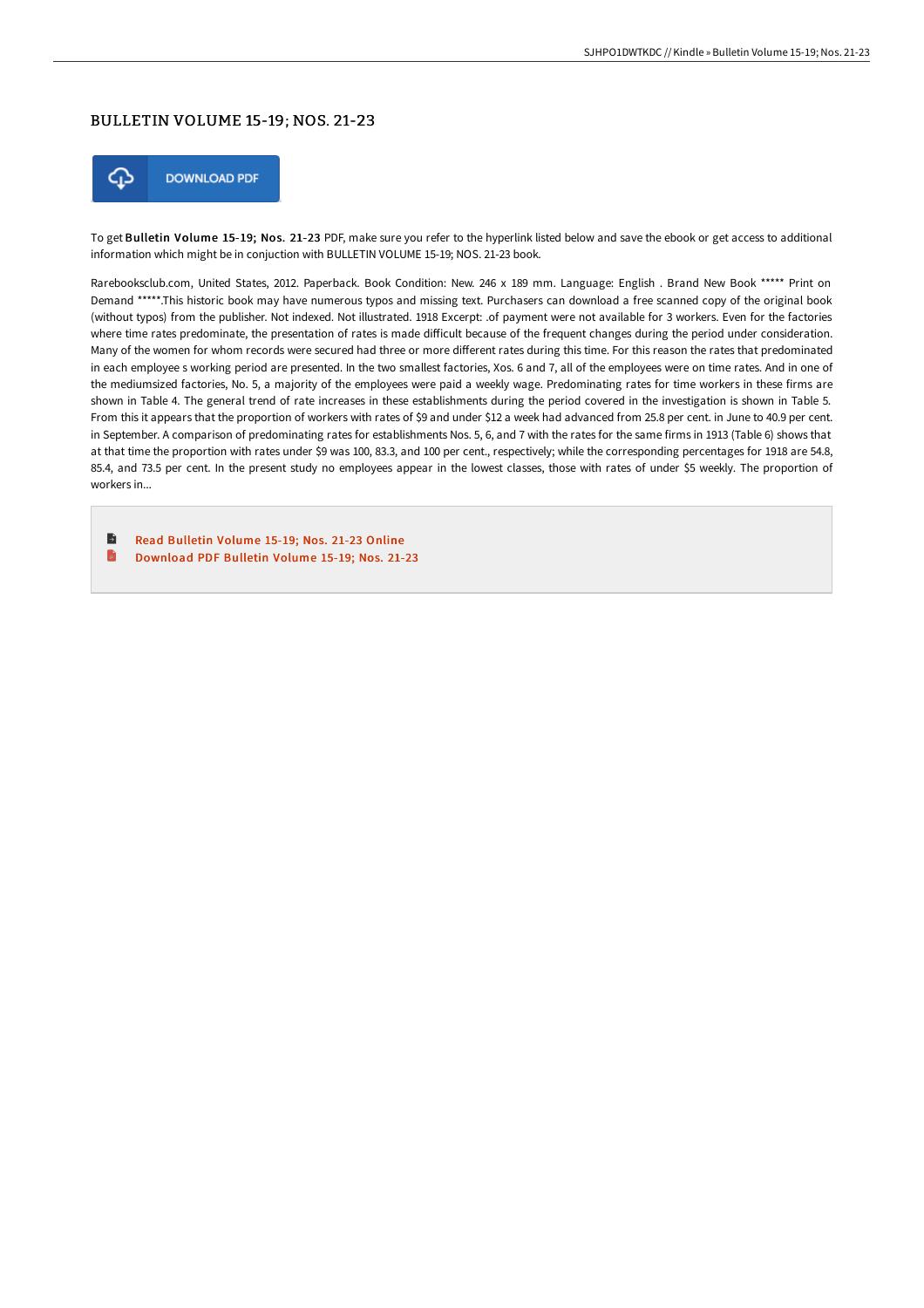# BULLETIN VOLUME 15-19; NOS. 21-23

DOWNLOAD PDF

To get **Bulletin Volume 15-19; Nos. 21-23** PDF, make sure you refer to the hyperlink listed below and save the ebook or get access to additional information which might be in conjuction with BULLETIN VOLUME 15-19; NOS. 21-23 book.

Rarebooksclub.com, United States, 2012. Paperback. Book Condition: New. 246 x 189 mm. Language: English . Brand New Book ***** Print on Demand *****.This historic book may have numerous typos and missing text. Purchasers can download a free scanned copy of the original book (without typos) from the publisher. Not indexed. Not illustrated. 1918 Excerpt: .of payment were not available for 3 workers. Even for the factories where time rates predominate, the presentation of rates is made difficult because of the frequent changes during the period under consideration. Many of the women for whom records were secured had three or more different rates during this time. For this reason the rates that predominated in each employee s working period are presented. In the two smallest factories, Xos. 6 and 7, all of the employees were on time rates. And in one of the mediumsized factories, No. 5, a majority of the employees were paid a weekly wage. Predominating rates for time workers in these firms are shown in Table 4. The general trend of rate increases in these establishments during the period covered in the investigation is shown in Table 5. From this it appears that the proportion of workers with rates of $9 and under $12 a week had advanced from 25.8 per cent. in June to 40.9 per cent. in September. A comparison of predominating rates for establishments Nos. 5, 6, and 7 with the rates for the same firms in 1913 (Table 6) shows that at that time the proportion with rates under $9 was 100, 83.3, and 100 per cent., respectively; while the corresponding percentages for 1918 are 54.8, 85.4, and 73.5 per cent. In the present study no employees appear in the lowest classes, those with rates of under $5 weekly. The proportion of workers in...

- Read Bulletin Volume 15-19; Nos. 21-23 Online
- Download PDF Bulletin Volume 15-19; Nos. 21-23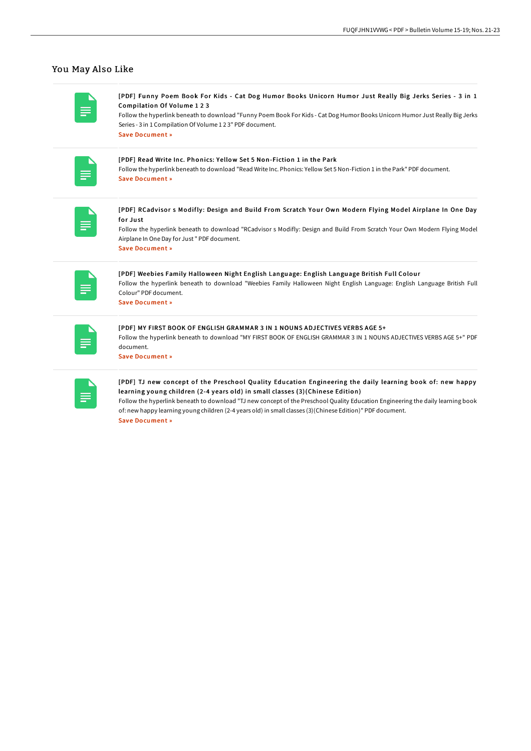## You May Also Like

**[PDF] Funny Poem Book For Kids - Cat Dog Humor Books Unicorn Humor Just Really Big Jerks Series - 3 in 1 Compilation Of Volume 1 2 3**

Follow the hyperlink beneath to download "Funny Poem Book For Kids - Cat Dog Humor Books Unicorn Humor Just Really Big Jerks Series - 3 in 1 Compilation Of Volume 1 2 3" PDF document.

Save Document »

**[PDF] Read Write Inc. Phonics: Yellow Set 5 Non-Fiction 1 in the Park**

Follow the hyperlink beneath to download "Read Write Inc. Phonics: Yellow Set 5 Non-Fiction 1 in the Park" PDF document.

Save Document »

**[PDF] RCadvisor s Modifly: Design and Build From Scratch Your Own Modern Flying Model Airplane In One Day for Just**

Follow the hyperlink beneath to download "RCadvisor s Modifly: Design and Build From Scratch Your Own Modern Flying Model Airplane In One Day for Just " PDF document.

Save Document »

**[PDF] Weebies Family Halloween Night English Language: English Language British Full Colour**

Follow the hyperlink beneath to download "Weebies Family Halloween Night English Language: English Language British Full Colour" PDF document.

Save Document »

**[PDF] MY FIRST BOOK OF ENGLISH GRAMMAR 3 IN 1 NOUNS ADJECTIVES VERBS AGE 5+**

Follow the hyperlink beneath to download "MY FIRST BOOK OF ENGLISH GRAMMAR 3 IN 1 NOUNS ADJECTIVES VERBS AGE 5+" PDF document.

Save Document »

**[PDF] TJ new concept of the Preschool Quality Education Engineering the daily learning book of: new happy learning young children (2-4 years old) in small classes (3)(Chinese Edition)**

Follow the hyperlink beneath to download "TJ new concept of the Preschool Quality Education Engineering the daily learning book of: new happy learning young children (2-4 years old) in small classes (3)(Chinese Edition)" PDF document.

Save Document »